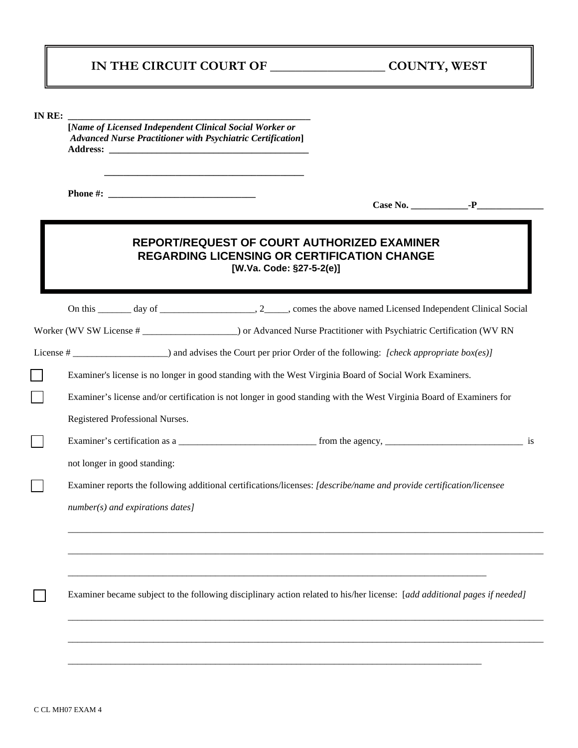# IN THE CIRCUIT COURT OF ___________________ COUNTY, WEST

**IN RE:** _______________________________________________

**[*Name of Licensed Independent Clinical Social Worker or Advanced Nurse Practitioner with Psychiatric Certification*]**

**Address:** ___________________________________________

___________________________________________

**Phone #:** _______________________________

**Case No. ____________-P______________**

## REPORT/REQUEST OF COURT AUTHORIZED EXAMINER REGARDING LICENSING OR CERTIFICATION CHANGE

**[W.Va. Code: §27-5-2(e)]**

On this _______ day of ____________________, 2_____, comes the above named Licensed Independent Clinical Social Worker (WV SW License # ____________________) or Advanced Nurse Practitioner with Psychiatric Certification (WV RN License # ____________________) and advises the Court per prior Order of the following: *[check appropriate box(es)]*

☐ Examiner's license is no longer in good standing with the West Virginia Board of Social Work Examiners.

☐ Examiner's license and/or certification is not longer in good standing with the West Virginia Board of Examiners for Registered Professional Nurses.

☐ Examiner's certification as a _____________________________ from the agency, _____________________________ is not longer in good standing:

☐ Examiner reports the following additional certifications/licenses: *[describe/name and provide certification/licensee number(s) and expirations dates]*

_____________________________________________________________________________________________

_____________________________________________________________________________________________

_____________________________________________________________________________________

☐ Examiner became subject to the following disciplinary action related to his/her license: [*add additional pages if needed]*

_____________________________________________________________________________________________

_____________________________________________________________________________________________

_____________________________________________________________________________________

C CL MH07 EXAM 4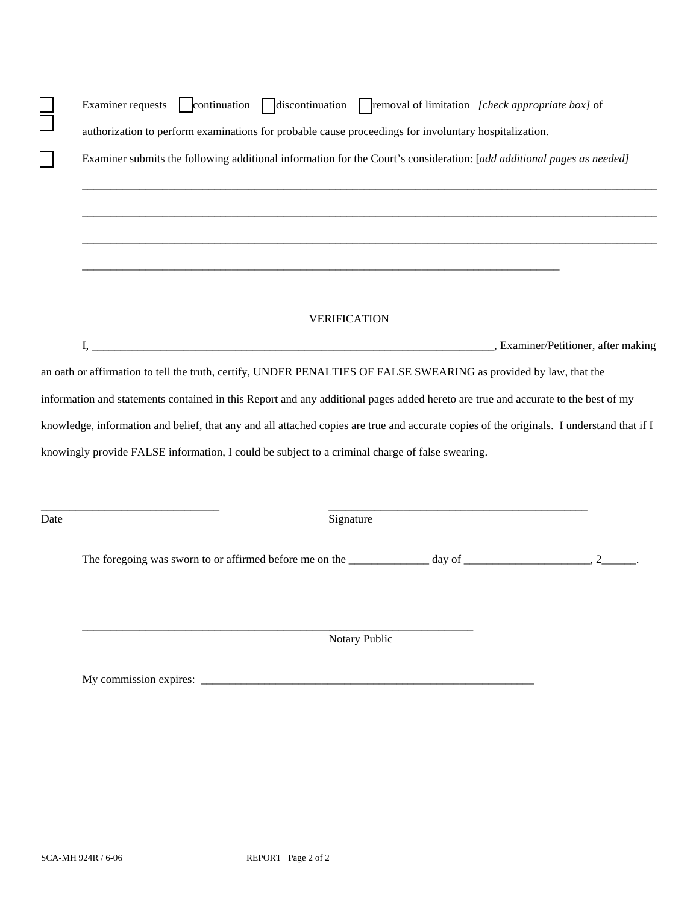☐ Examiner requests ☐ continuation ☐ discontinuation ☐ removal of limitation *[check appropriate box]* of authorization to perform examinations for probable cause proceedings for involuntary hospitalization.

☐ Examiner submits the following additional information for the Court's consideration: [*add additional pages as needed]*

_______________________________________________________________________________________________

_______________________________________________________________________________________________

_______________________________________________________________________________________________

_______________________________________________________________________________

VERIFICATION

I, ___________________________________________________________________________, Examiner/Petitioner, after making an oath or affirmation to tell the truth, certify, UNDER PENALTIES OF FALSE SWEARING as provided by law, that the information and statements contained in this Report and any additional pages added hereto are true and accurate to the best of my knowledge, information and belief, that any and all attached copies are true and accurate copies of the originals. I understand that if I knowingly provide FALSE information, I could be subject to a criminal charge of false swearing.

_______________________________ _______________________________________________

Date Signature

The foregoing was sworn to or affirmed before me on the ______________ day of ______________________, 2______.

_________________________________________________________________________

Notary Public

My commission expires: ______________________________________________________________

SCA-MH 924R / 6-06 REPORT